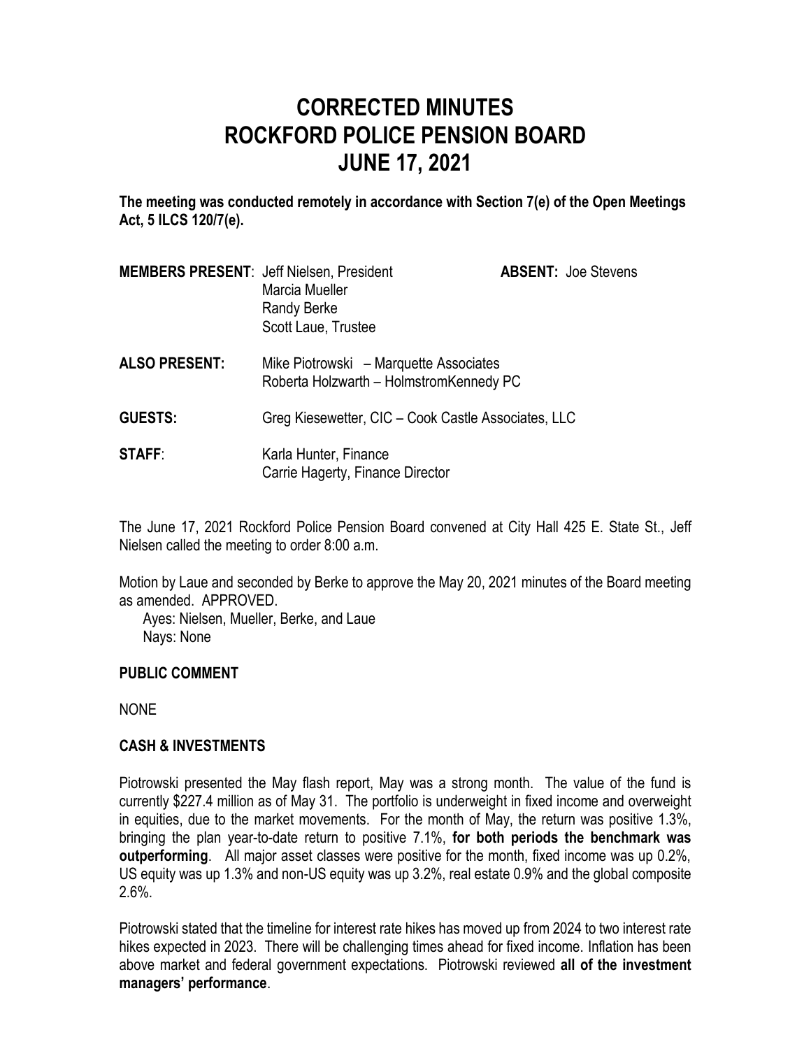# CORRECTED MINUTES
# ROCKFORD POLICE PENSION BOARD
# JUNE 17, 2021

**The meeting was conducted remotely in accordance with Section 7(e) of the Open Meetings Act, 5 ILCS 120/7(e).**

**MEMBERS PRESENT**: Jeff Nielsen, President
Marcia Mueller
Randy Berke
Scott Laue, Trustee

**ABSENT:** Joe Stevens

**ALSO PRESENT:** Mike Piotrowski – Marquette Associates
Roberta Holzwarth – HolmstromKennedy PC

**GUESTS:** Greg Kiesewetter, CIC – Cook Castle Associates, LLC

**STAFF**: Karla Hunter, Finance
Carrie Hagerty, Finance Director

The June 17, 2021 Rockford Police Pension Board convened at City Hall 425 E. State St., Jeff Nielsen called the meeting to order 8:00 a.m.

Motion by Laue and seconded by Berke to approve the May 20, 2021 minutes of the Board meeting as amended. APPROVED.
Ayes: Nielsen, Mueller, Berke, and Laue
Nays: None

**PUBLIC COMMENT**

NONE

**CASH & INVESTMENTS**

Piotrowski presented the May flash report, May was a strong month. The value of the fund is currently $227.4 million as of May 31. The portfolio is underweight in fixed income and overweight in equities, due to the market movements. For the month of May, the return was positive 1.3%, bringing the plan year-to-date return to positive 7.1%, **for both periods the benchmark was outperforming**. All major asset classes were positive for the month, fixed income was up 0.2%, US equity was up 1.3% and non-US equity was up 3.2%, real estate 0.9% and the global composite 2.6%.

Piotrowski stated that the timeline for interest rate hikes has moved up from 2024 to two interest rate hikes expected in 2023. There will be challenging times ahead for fixed income. Inflation has been above market and federal government expectations. Piotrowski reviewed **all of the investment managers' performance**.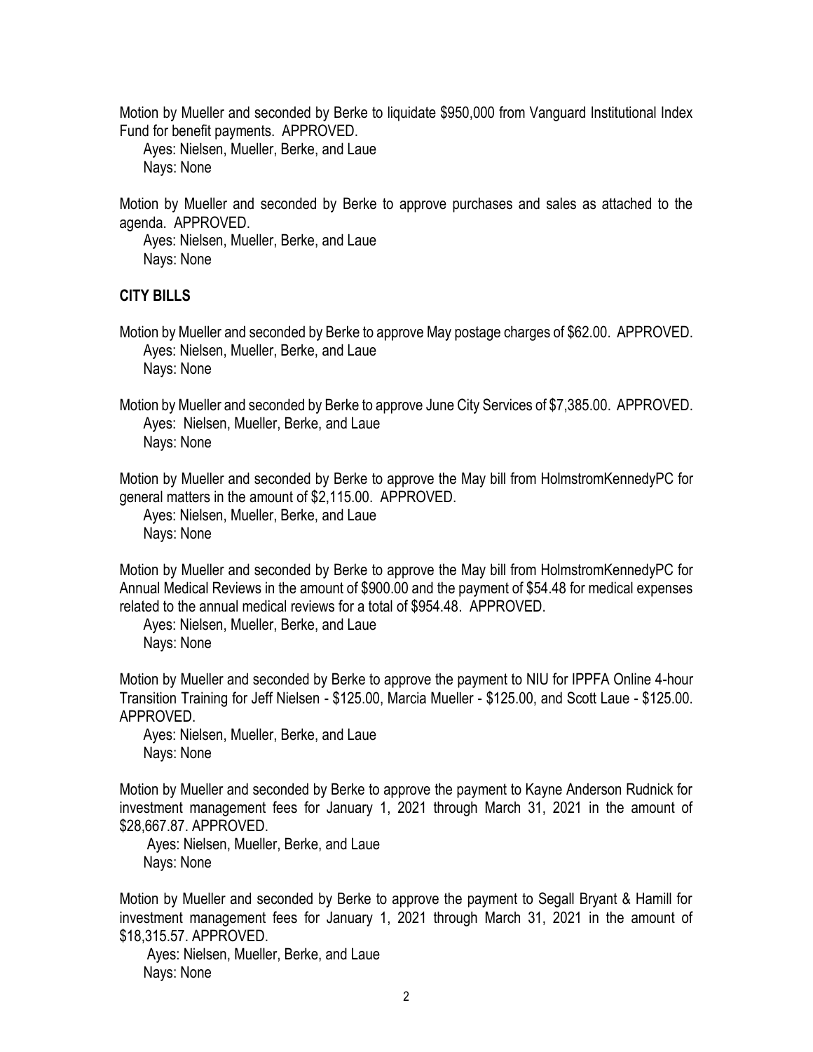Motion by Mueller and seconded by Berke to liquidate $950,000 from Vanguard Institutional Index Fund for benefit payments. APPROVED.

Ayes: Nielsen, Mueller, Berke, and Laue
Nays: None

Motion by Mueller and seconded by Berke to approve purchases and sales as attached to the agenda. APPROVED.

Ayes: Nielsen, Mueller, Berke, and Laue
Nays: None

**CITY BILLS**

Motion by Mueller and seconded by Berke to approve May postage charges of $62.00. APPROVED.

Ayes: Nielsen, Mueller, Berke, and Laue
Nays: None

Motion by Mueller and seconded by Berke to approve June City Services of $7,385.00. APPROVED.

Ayes: Nielsen, Mueller, Berke, and Laue
Nays: None

Motion by Mueller and seconded by Berke to approve the May bill from HolmstromKennedyPC for general matters in the amount of $2,115.00. APPROVED.

Ayes: Nielsen, Mueller, Berke, and Laue
Nays: None

Motion by Mueller and seconded by Berke to approve the May bill from HolmstromKennedyPC for Annual Medical Reviews in the amount of $900.00 and the payment of $54.48 for medical expenses related to the annual medical reviews for a total of $954.48. APPROVED.

Ayes: Nielsen, Mueller, Berke, and Laue
Nays: None

Motion by Mueller and seconded by Berke to approve the payment to NIU for IPPFA Online 4-hour Transition Training for Jeff Nielsen - $125.00, Marcia Mueller - $125.00, and Scott Laue - $125.00. APPROVED.

Ayes: Nielsen, Mueller, Berke, and Laue
Nays: None

Motion by Mueller and seconded by Berke to approve the payment to Kayne Anderson Rudnick for investment management fees for January 1, 2021 through March 31, 2021 in the amount of $28,667.87. APPROVED.

Ayes: Nielsen, Mueller, Berke, and Laue
Nays: None

Motion by Mueller and seconded by Berke to approve the payment to Segall Bryant & Hamill for investment management fees for January 1, 2021 through March 31, 2021 in the amount of $18,315.57. APPROVED.

Ayes: Nielsen, Mueller, Berke, and Laue
Nays: None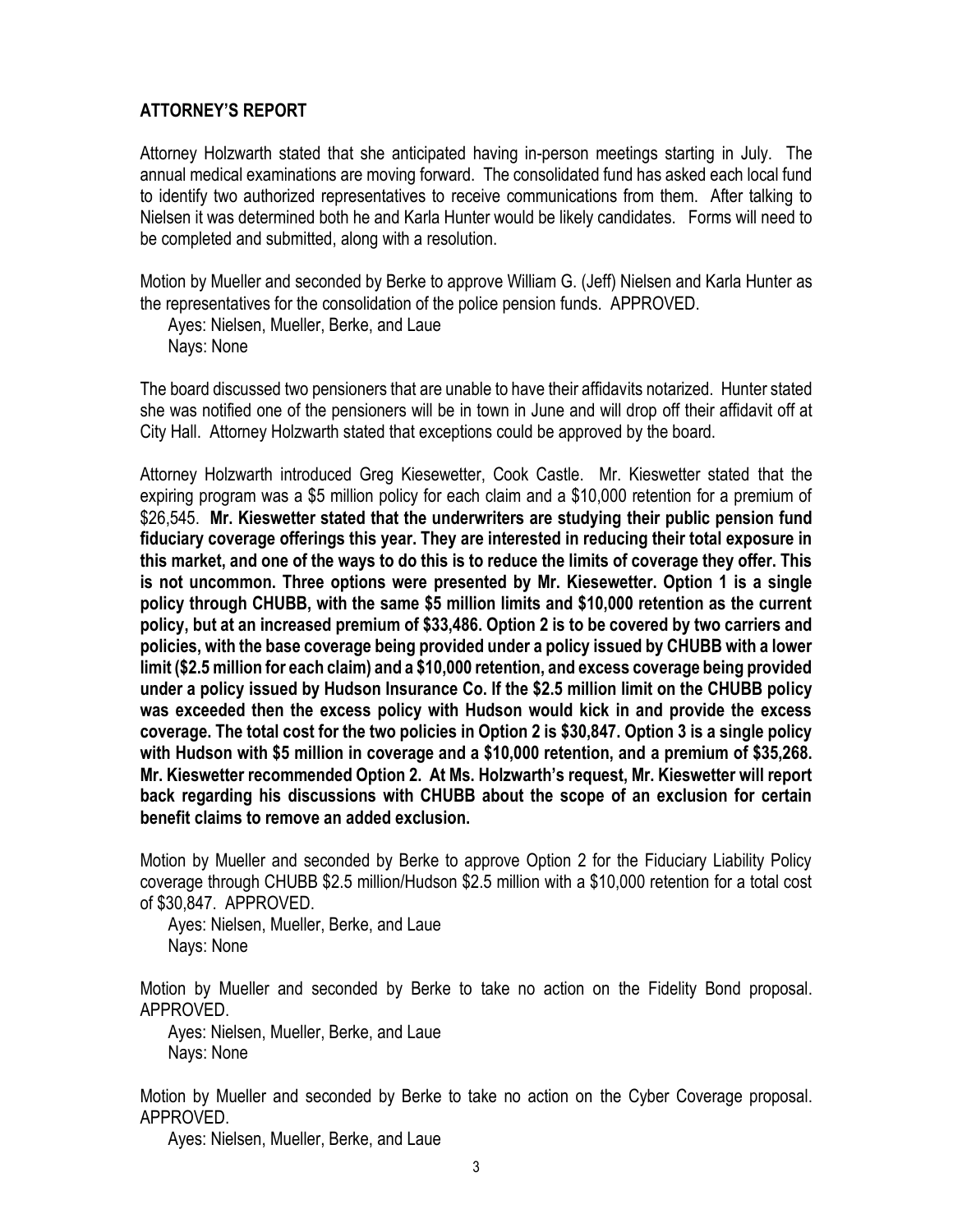## ATTORNEY'S REPORT

Attorney Holzwarth stated that she anticipated having in-person meetings starting in July. The annual medical examinations are moving forward. The consolidated fund has asked each local fund to identify two authorized representatives to receive communications from them. After talking to Nielsen it was determined both he and Karla Hunter would be likely candidates. Forms will need to be completed and submitted, along with a resolution.

Motion by Mueller and seconded by Berke to approve William G. (Jeff) Nielsen and Karla Hunter as the representatives for the consolidation of the police pension funds. APPROVED.

Ayes: Nielsen, Mueller, Berke, and Laue
Nays: None

The board discussed two pensioners that are unable to have their affidavits notarized. Hunter stated she was notified one of the pensioners will be in town in June and will drop off their affidavit off at City Hall. Attorney Holzwarth stated that exceptions could be approved by the board.

Attorney Holzwarth introduced Greg Kiesewetter, Cook Castle. Mr. Kieswetter stated that the expiring program was a $5 million policy for each claim and a $10,000 retention for a premium of $26,545. **Mr. Kieswetter stated that the underwriters are studying their public pension fund fiduciary coverage offerings this year. They are interested in reducing their total exposure in this market, and one of the ways to do this is to reduce the limits of coverage they offer. This is not uncommon. Three options were presented by Mr. Kiesewetter. Option 1 is a single policy through CHUBB, with the same $5 million limits and $10,000 retention as the current policy, but at an increased premium of $33,486. Option 2 is to be covered by two carriers and policies, with the base coverage being provided under a policy issued by CHUBB with a lower limit ($2.5 million for each claim) and a $10,000 retention, and excess coverage being provided under a policy issued by Hudson Insurance Co. If the $2.5 million limit on the CHUBB policy was exceeded then the excess policy with Hudson would kick in and provide the excess coverage. The total cost for the two policies in Option 2 is $30,847. Option 3 is a single policy with Hudson with $5 million in coverage and a $10,000 retention, and a premium of $35,268. Mr. Kieswetter recommended Option 2. At Ms. Holzwarth's request, Mr. Kieswetter will report back regarding his discussions with CHUBB about the scope of an exclusion for certain benefit claims to remove an added exclusion.**

Motion by Mueller and seconded by Berke to approve Option 2 for the Fiduciary Liability Policy coverage through CHUBB $2.5 million/Hudson $2.5 million with a $10,000 retention for a total cost of $30,847. APPROVED.

Ayes: Nielsen, Mueller, Berke, and Laue
Nays: None

Motion by Mueller and seconded by Berke to take no action on the Fidelity Bond proposal. APPROVED.

Ayes: Nielsen, Mueller, Berke, and Laue
Nays: None

Motion by Mueller and seconded by Berke to take no action on the Cyber Coverage proposal. APPROVED.

Ayes: Nielsen, Mueller, Berke, and Laue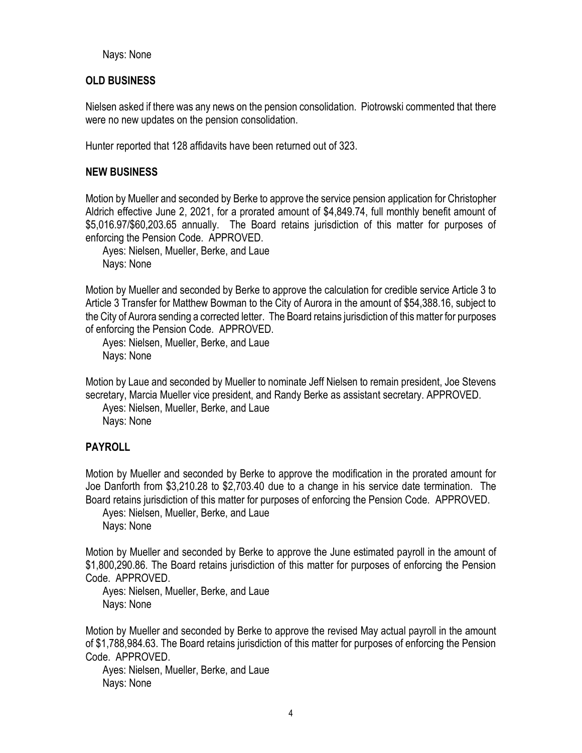Nays: None

## OLD BUSINESS

Nielsen asked if there was any news on the pension consolidation. Piotrowski commented that there were no new updates on the pension consolidation.

Hunter reported that 128 affidavits have been returned out of 323.

## NEW BUSINESS

Motion by Mueller and seconded by Berke to approve the service pension application for Christopher Aldrich effective June 2, 2021, for a prorated amount of $4,849.74, full monthly benefit amount of $5,016.97/$60,203.65 annually. The Board retains jurisdiction of this matter for purposes of enforcing the Pension Code. APPROVED.

Ayes: Nielsen, Mueller, Berke, and Laue
Nays: None

Motion by Mueller and seconded by Berke to approve the calculation for credible service Article 3 to Article 3 Transfer for Matthew Bowman to the City of Aurora in the amount of $54,388.16, subject to the City of Aurora sending a corrected letter. The Board retains jurisdiction of this matter for purposes of enforcing the Pension Code. APPROVED.

Ayes: Nielsen, Mueller, Berke, and Laue
Nays: None

Motion by Laue and seconded by Mueller to nominate Jeff Nielsen to remain president, Joe Stevens secretary, Marcia Mueller vice president, and Randy Berke as assistant secretary. APPROVED.

Ayes: Nielsen, Mueller, Berke, and Laue
Nays: None

## PAYROLL

Motion by Mueller and seconded by Berke to approve the modification in the prorated amount for Joe Danforth from $3,210.28 to $2,703.40 due to a change in his service date termination. The Board retains jurisdiction of this matter for purposes of enforcing the Pension Code. APPROVED.

Ayes: Nielsen, Mueller, Berke, and Laue
Nays: None

Motion by Mueller and seconded by Berke to approve the June estimated payroll in the amount of $1,800,290.86. The Board retains jurisdiction of this matter for purposes of enforcing the Pension Code. APPROVED.

Ayes: Nielsen, Mueller, Berke, and Laue
Nays: None

Motion by Mueller and seconded by Berke to approve the revised May actual payroll in the amount of $1,788,984.63. The Board retains jurisdiction of this matter for purposes of enforcing the Pension Code. APPROVED.

Ayes: Nielsen, Mueller, Berke, and Laue
Nays: None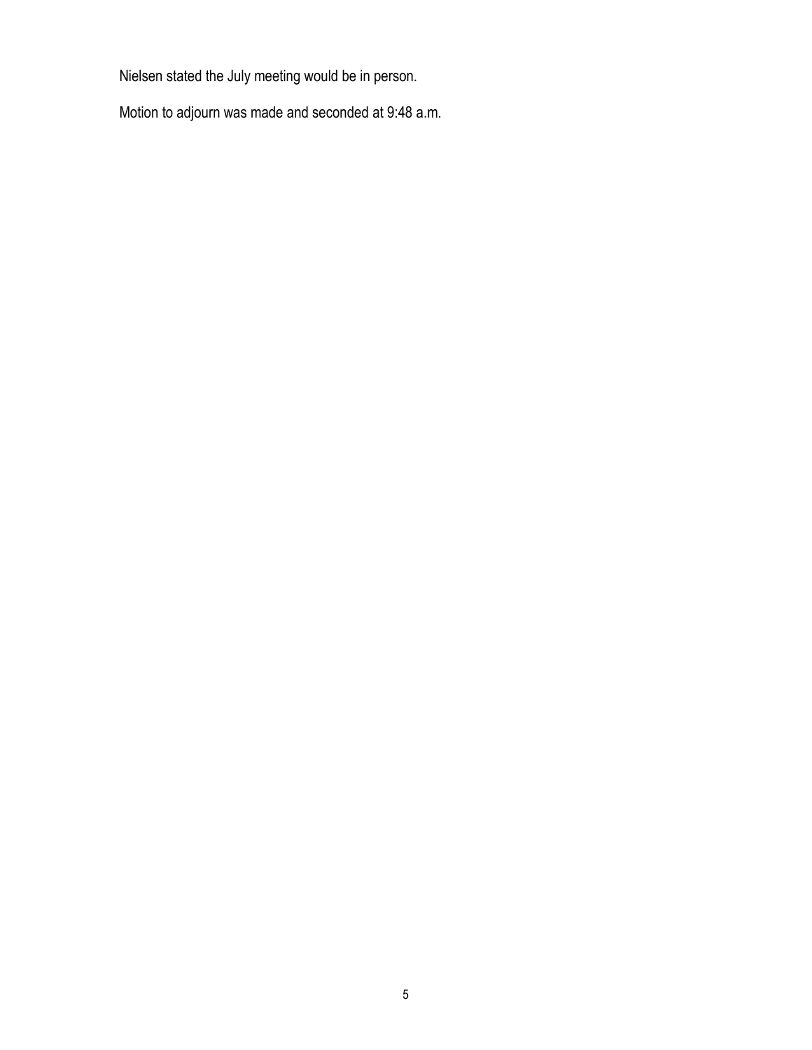Nielsen stated the July meeting would be in person.

Motion to adjourn was made and seconded at 9:48 a.m.